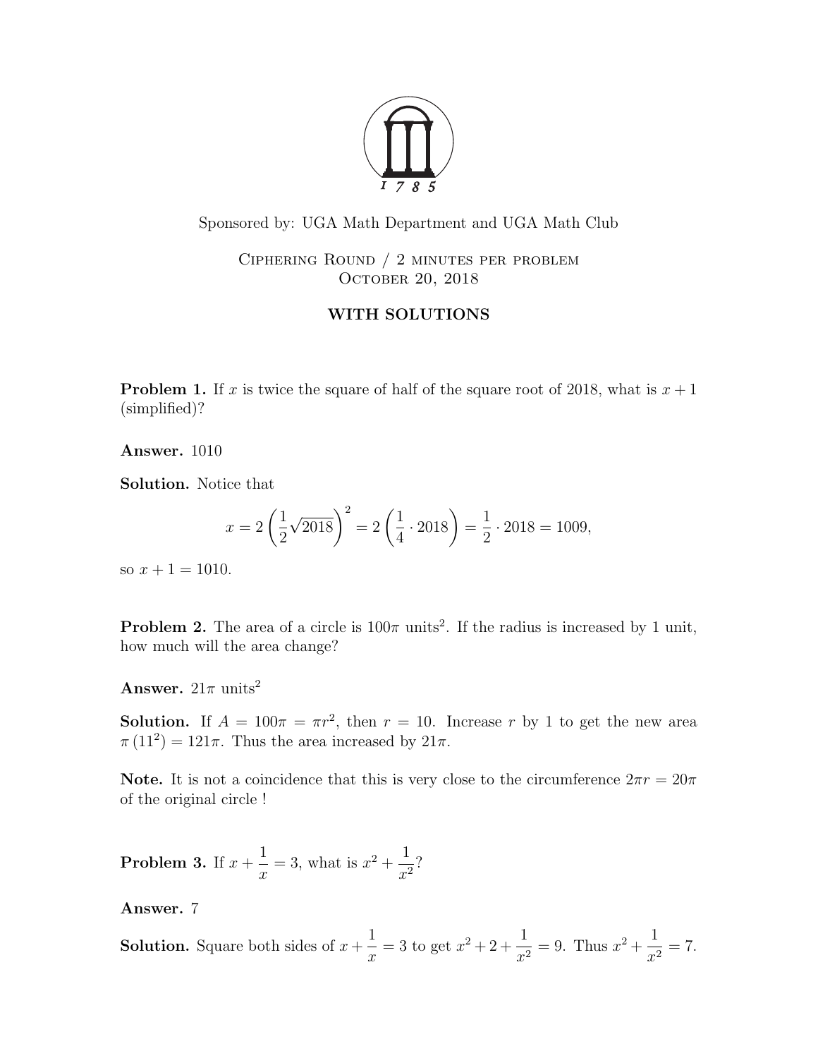Sponsored by: UGA Math Department and UGA Math Club

Ciphering Round / 2 minutes per problem
October 20, 2018

**WITH SOLUTIONS**

**Problem 1.** If $x$ is twice the square of half of the square root of 2018, what is $x+1$ (simplified)?

**Answer.** 1010

**Solution.** Notice that

$$x = 2\left(\frac{1}{2}\sqrt{2018}\right)^2 = 2\left(\frac{1}{4}\cdot 2018\right) = \frac{1}{2}\cdot 2018 = 1009,$$

so $x+1 = 1010$.

**Problem 2.** The area of a circle is $100\pi$ units$^2$. If the radius is increased by 1 unit, how much will the area change?

**Answer.** $21\pi$ units$^2$

**Solution.** If $A = 100\pi = \pi r^2$, then $r = 10$. Increase $r$ by 1 to get the new area $\pi\left(11^2\right) = 121\pi$. Thus the area increased by $21\pi$.

**Note.** It is not a coincidence that this is very close to the circumference $2\pi r = 20\pi$ of the original circle !

**Problem 3.** If $x + \dfrac{1}{x} = 3$, what is $x^2 + \dfrac{1}{x^2}$?

**Answer.** 7

**Solution.** Square both sides of $x + \dfrac{1}{x} = 3$ to get $x^2 + 2 + \dfrac{1}{x^2} = 9$. Thus $x^2 + \dfrac{1}{x^2} = 7$.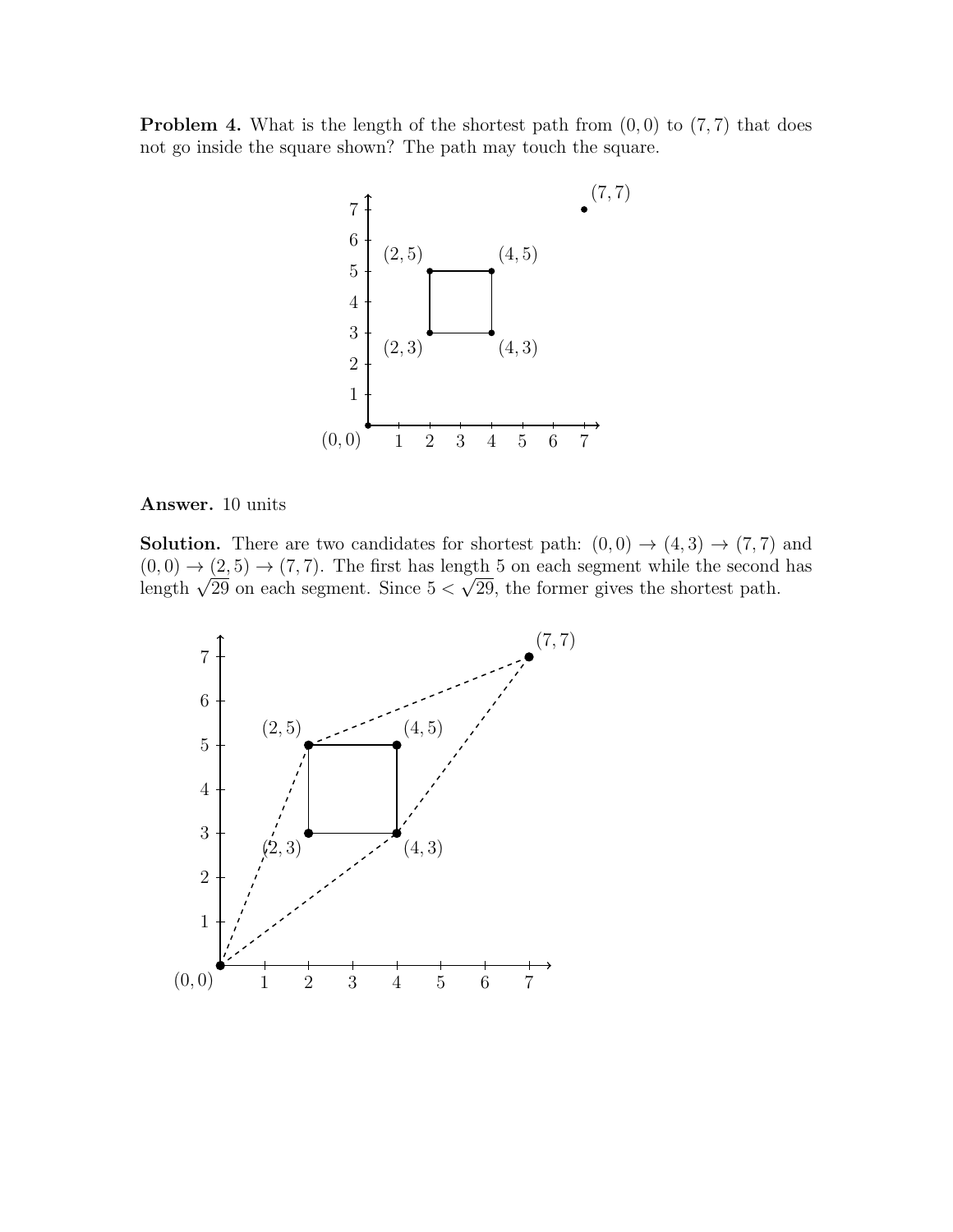**Problem 4.** What is the length of the shortest path from $(0, 0)$ to $(7, 7)$ that does not go inside the square shown? The path may touch the square.

**Answer.** 10 units

**Solution.** There are two candidates for shortest path: $(0, 0) \to (4, 3) \to (7, 7)$ and $(0, 0) \to (2, 5) \to (7, 7)$. The first has length 5 on each segment while the second has length $\sqrt{29}$ on each segment. Since $5 < \sqrt{29}$, the former gives the shortest path.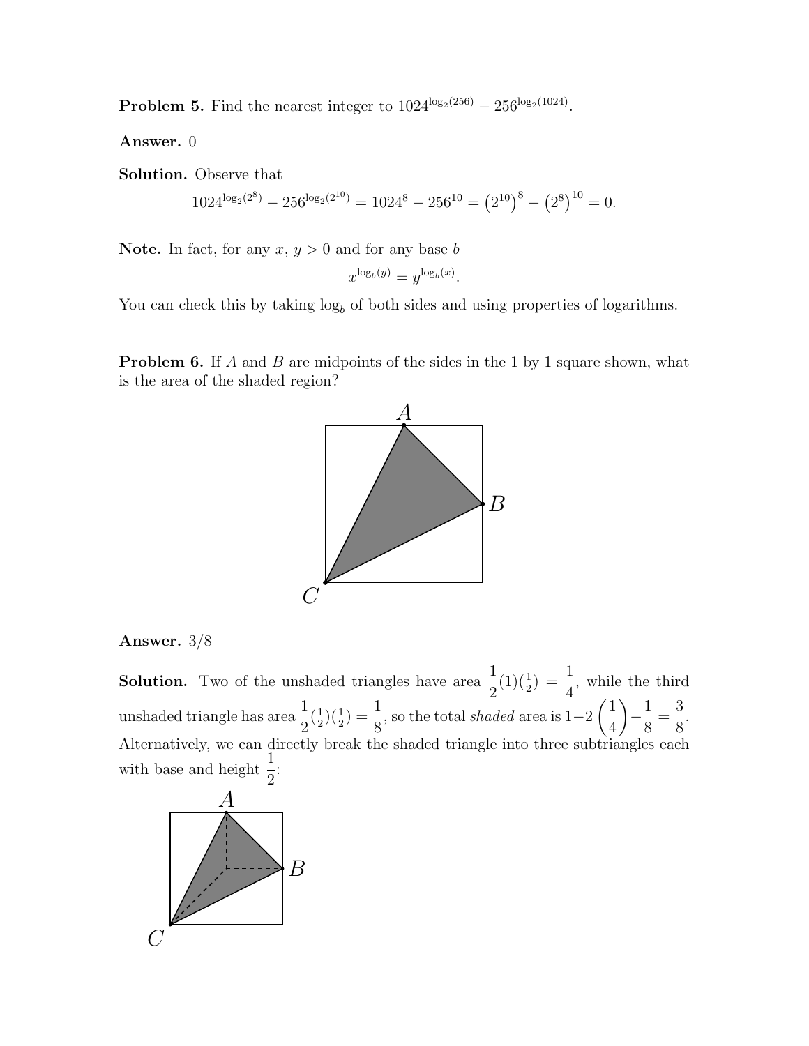**Problem 5.** Find the nearest integer to $1024^{\log_2(256)} - 256^{\log_2(1024)}$.

**Answer.** 0

**Solution.** Observe that

$$1024^{\log_2(2^8)} - 256^{\log_2(2^{10})} = 1024^8 - 256^{10} = \left(2^{10}\right)^8 - \left(2^8\right)^{10} = 0.$$

**Note.** In fact, for any $x$, $y > 0$ and for any base $b$

$$x^{\log_b(y)} = y^{\log_b(x)}.$$

You can check this by taking $\log_b$ of both sides and using properties of logarithms.

**Problem 6.** If $A$ and $B$ are midpoints of the sides in the 1 by 1 square shown, what is the area of the shaded region?

**Answer.** 3/8

**Solution.** Two of the unshaded triangles have area $\frac{1}{2}(1)(\frac{1}{2}) = \frac{1}{4}$, while the third unshaded triangle has area $\frac{1}{2}(\frac{1}{2})(\frac{1}{2}) = \frac{1}{8}$, so the total *shaded* area is $1 - 2\left(\frac{1}{4}\right) - \frac{1}{8} = \frac{3}{8}$. Alternatively, we can directly break the shaded triangle into three subtriangles each with base and height $\frac{1}{2}$: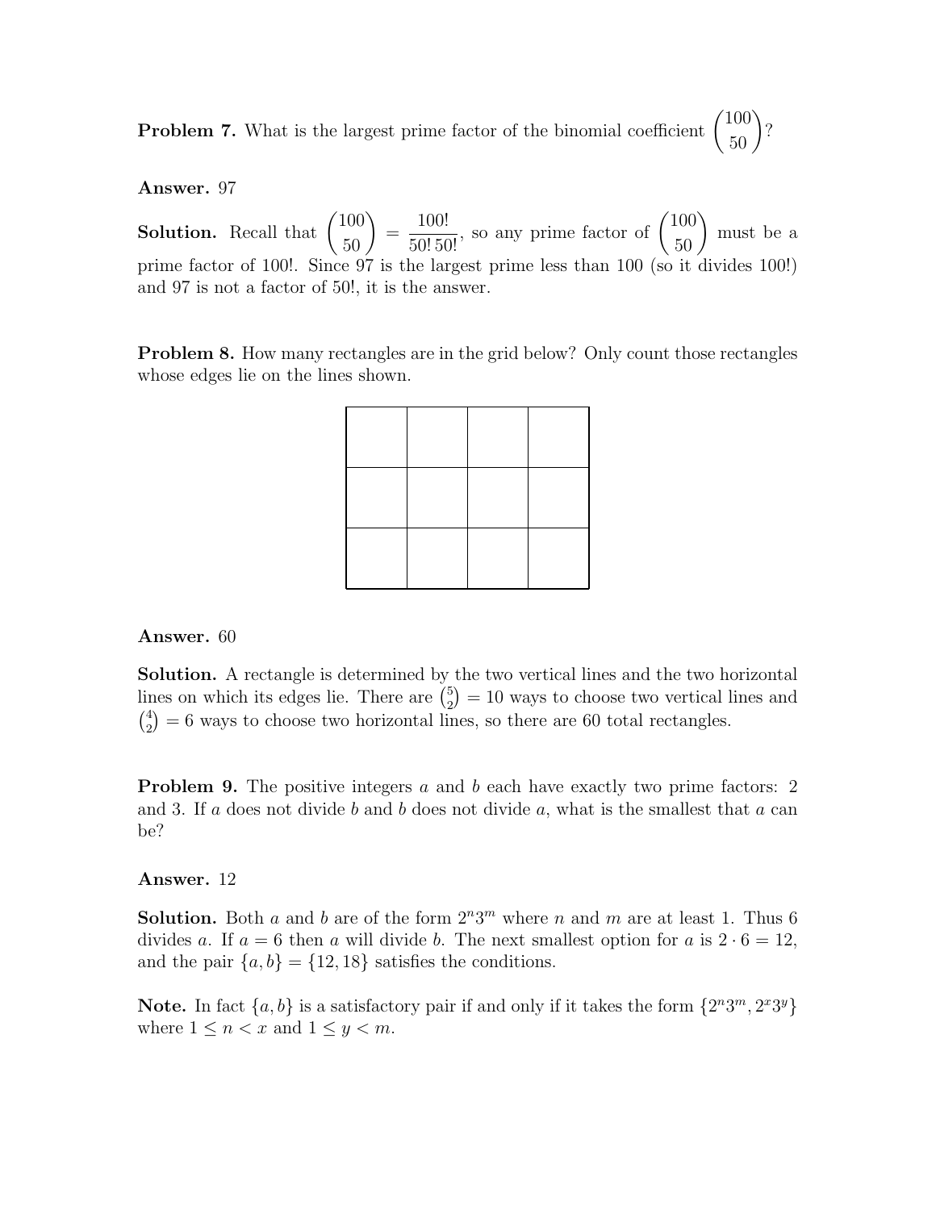**Problem 7.** What is the largest prime factor of the binomial coefficient $\binom{100}{50}$?

**Answer.** 97

**Solution.** Recall that $\binom{100}{50} = \frac{100!}{50!\,50!}$, so any prime factor of $\binom{100}{50}$ must be a prime factor of 100!. Since 97 is the largest prime less than 100 (so it divides 100!) and 97 is not a factor of 50!, it is the answer.

**Problem 8.** How many rectangles are in the grid below? Only count those rectangles whose edges lie on the lines shown.

|   |   |   |   |
|---|---|---|---|
|   |   |   |   |
|   |   |   |   |
|   |   |   |   |

**Answer.** 60

**Solution.** A rectangle is determined by the two vertical lines and the two horizontal lines on which its edges lie. There are $\binom{5}{2} = 10$ ways to choose two vertical lines and $\binom{4}{2} = 6$ ways to choose two horizontal lines, so there are 60 total rectangles.

**Problem 9.** The positive integers $a$ and $b$ each have exactly two prime factors: 2 and 3. If $a$ does not divide $b$ and $b$ does not divide $a$, what is the smallest that $a$ can be?

**Answer.** 12

**Solution.** Both $a$ and $b$ are of the form $2^n 3^m$ where $n$ and $m$ are at least 1. Thus 6 divides $a$. If $a = 6$ then $a$ will divide $b$. The next smallest option for $a$ is $2 \cdot 6 = 12$, and the pair $\{a, b\} = \{12, 18\}$ satisfies the conditions.

**Note.** In fact $\{a, b\}$ is a satisfactory pair if and only if it takes the form $\{2^n 3^m, 2^x 3^y\}$ where $1 \leq n < x$ and $1 \leq y < m$.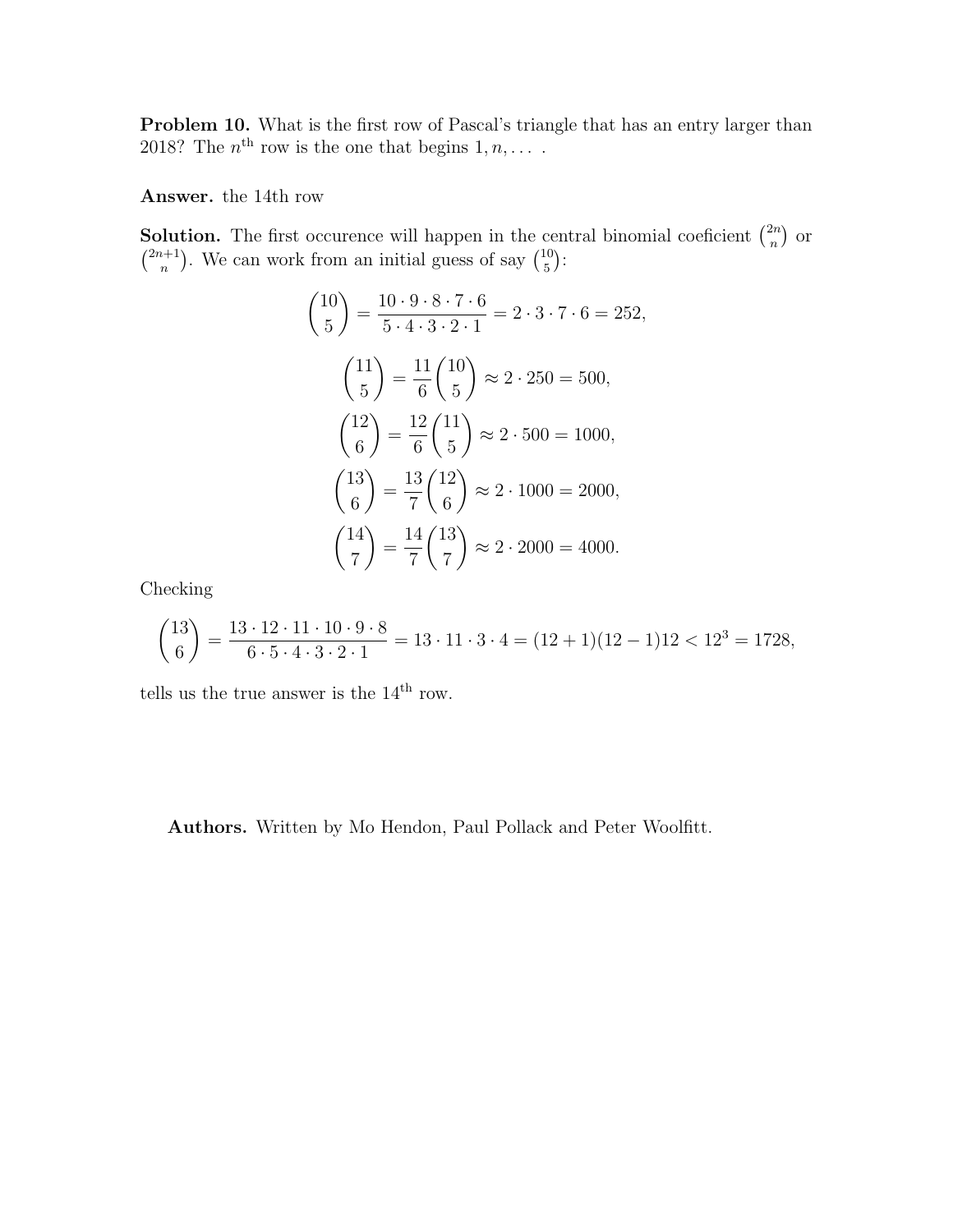**Problem 10.** What is the first row of Pascal's triangle that has an entry larger than 2018? The $n^{\text{th}}$ row is the one that begins $1, n, \dots$ .

**Answer.** the 14th row

**Solution.** The first occurence will happen in the central binomial coeficient $\binom{2n}{n}$ or $\binom{2n+1}{n}$. We can work from an initial guess of say $\binom{10}{5}$:

$$\binom{10}{5} = \frac{10 \cdot 9 \cdot 8 \cdot 7 \cdot 6}{5 \cdot 4 \cdot 3 \cdot 2 \cdot 1} = 2 \cdot 3 \cdot 7 \cdot 6 = 252,$$

$$\binom{11}{5} = \frac{11}{6}\binom{10}{5} \approx 2 \cdot 250 = 500,$$

$$\binom{12}{6} = \frac{12}{6}\binom{11}{5} \approx 2 \cdot 500 = 1000,$$

$$\binom{13}{6} = \frac{13}{7}\binom{12}{6} \approx 2 \cdot 1000 = 2000,$$

$$\binom{14}{7} = \frac{14}{7}\binom{13}{7} \approx 2 \cdot 2000 = 4000.$$

Checking

$$\binom{13}{6} = \frac{13 \cdot 12 \cdot 11 \cdot 10 \cdot 9 \cdot 8}{6 \cdot 5 \cdot 4 \cdot 3 \cdot 2 \cdot 1} = 13 \cdot 11 \cdot 3 \cdot 4 = (12+1)(12-1)12 < 12^3 = 1728,$$

tells us the true answer is the $14^{\text{th}}$ row.

**Authors.** Written by Mo Hendon, Paul Pollack and Peter Woolfitt.